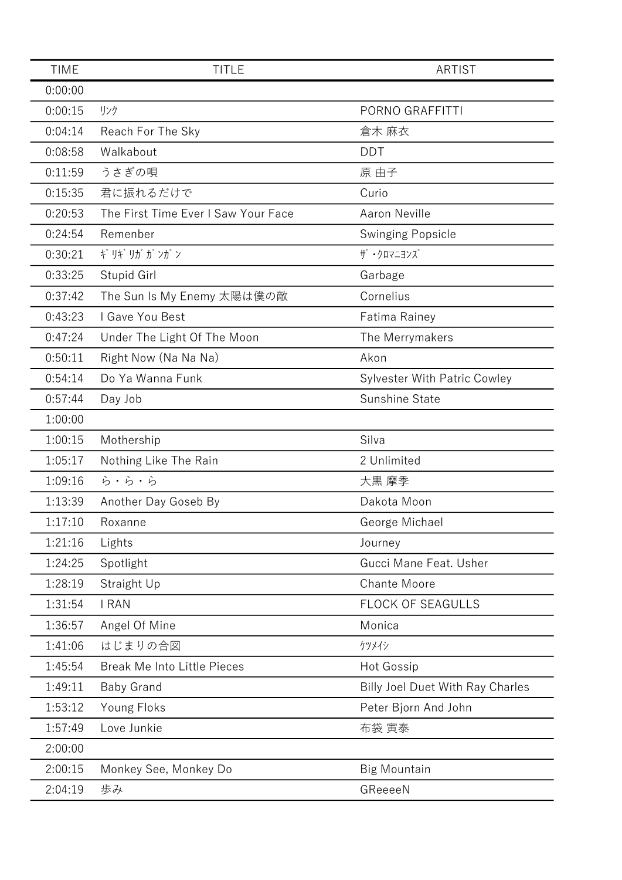| TIME | TITLE | ARTIST |
|---|---|---|
| 0:00:00 | | |
| 0:00:15 | ﾘﾝｸ | PORNO GRAFFITTI |
| 0:04:14 | Reach For The Sky | 倉木 麻衣 |
| 0:08:58 | Walkabout | DDT |
| 0:11:59 | うさぎの唄 | 原 由子 |
| 0:15:35 | 君に振れるだけで | Curio |
| 0:20:53 | The First Time Ever I Saw Your Face | Aaron Neville |
| 0:24:54 | Remenber | Swinging Popsicle |
| 0:30:21 | ｷﾞﾘｷﾞﾘｶﾞｶﾞﾝｶﾞﾝ | ｻﾞ･ｸﾛﾏﾆﾖﾝｽﾞ |
| 0:33:25 | Stupid Girl | Garbage |
| 0:37:42 | The Sun Is My Enemy 太陽は僕の敵 | Cornelius |
| 0:43:23 | I Gave You Best | Fatima Rainey |
| 0:47:24 | Under The Light Of The Moon | The Merrymakers |
| 0:50:11 | Right Now (Na Na Na) | Akon |
| 0:54:14 | Do Ya Wanna Funk | Sylvester With Patric Cowley |
| 0:57:44 | Day Job | Sunshine State |
| 1:00:00 | | |
| 1:00:15 | Mothership | Silva |
| 1:05:17 | Nothing Like The Rain | 2 Unlimited |
| 1:09:16 | ら・ら・ら | 大黒 摩季 |
| 1:13:39 | Another Day Goseb By | Dakota Moon |
| 1:17:10 | Roxanne | George Michael |
| 1:21:16 | Lights | Journey |
| 1:24:25 | Spotlight | Gucci Mane Feat. Usher |
| 1:28:19 | Straight Up | Chante Moore |
| 1:31:54 | I RAN | FLOCK OF SEAGULLS |
| 1:36:57 | Angel Of Mine | Monica |
| 1:41:06 | はじまりの合図 | ｹﾂﾒｲｼ |
| 1:45:54 | Break Me Into Little Pieces | Hot Gossip |
| 1:49:11 | Baby Grand | Billy Joel Duet With Ray Charles |
| 1:53:12 | Young Floks | Peter Bjorn And John |
| 1:57:49 | Love Junkie | 布袋 寅泰 |
| 2:00:00 | | |
| 2:00:15 | Monkey See, Monkey Do | Big Mountain |
| 2:04:19 | 歩み | GReeeeN |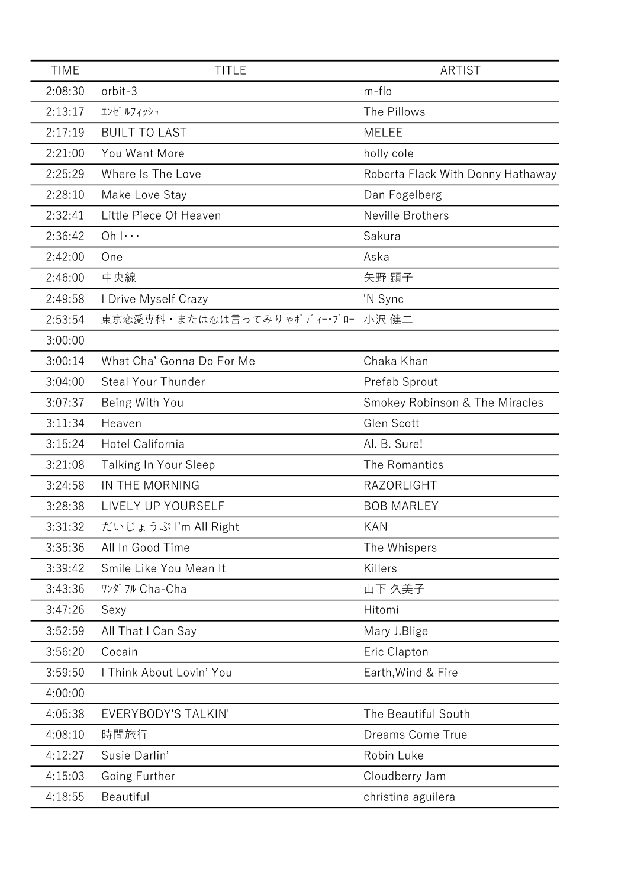| TIME | TITLE | ARTIST |
| --- | --- | --- |
| 2:08:30 | orbit-3 | m-flo |
| 2:13:17 | ｴﾝｾﾞﾙﾌｨｯｼｭ | The Pillows |
| 2:17:19 | BUILT TO LAST | MELEE |
| 2:21:00 | You Want More | holly cole |
| 2:25:29 | Where Is The Love | Roberta Flack With Donny Hathaway |
| 2:28:10 | Make Love Stay | Dan Fogelberg |
| 2:32:41 | Little Piece Of Heaven | Neville Brothers |
| 2:36:42 | Oh I･･･ | Sakura |
| 2:42:00 | One | Aska |
| 2:46:00 | 中央線 | 矢野 顕子 |
| 2:49:58 | I Drive Myself Crazy | 'N Sync |
| 2:53:54 | 東京恋愛専科・または恋は言ってみりゃﾎﾞﾃﾞｨｰ･ﾌﾞﾛｰ | 小沢 健二 |
| 3:00:00 | | |
| 3:00:14 | What Cha' Gonna Do For Me | Chaka Khan |
| 3:04:00 | Steal Your Thunder | Prefab Sprout |
| 3:07:37 | Being With You | Smokey Robinson & The Miracles |
| 3:11:34 | Heaven | Glen Scott |
| 3:15:24 | Hotel California | Al. B. Sure! |
| 3:21:08 | Talking In Your Sleep | The Romantics |
| 3:24:58 | IN THE MORNING | RAZORLIGHT |
| 3:28:38 | LIVELY UP YOURSELF | BOB MARLEY |
| 3:31:32 | だいじょうぶ I'm All Right | KAN |
| 3:35:36 | All In Good Time | The Whispers |
| 3:39:42 | Smile Like You Mean It | Killers |
| 3:43:36 | ﾜﾝﾀﾞﾌﾙ Cha-Cha | 山下 久美子 |
| 3:47:26 | Sexy | Hitomi |
| 3:52:59 | All That I Can Say | Mary J.Blige |
| 3:56:20 | Cocain | Eric Clapton |
| 3:59:50 | I Think About Lovin' You | Earth,Wind & Fire |
| 4:00:00 | | |
| 4:05:38 | EVERYBODY'S TALKIN' | The Beautiful South |
| 4:08:10 | 時間旅行 | Dreams Come True |
| 4:12:27 | Susie Darlin' | Robin Luke |
| 4:15:03 | Going Further | Cloudberry Jam |
| 4:18:55 | Beautiful | christina aguilera |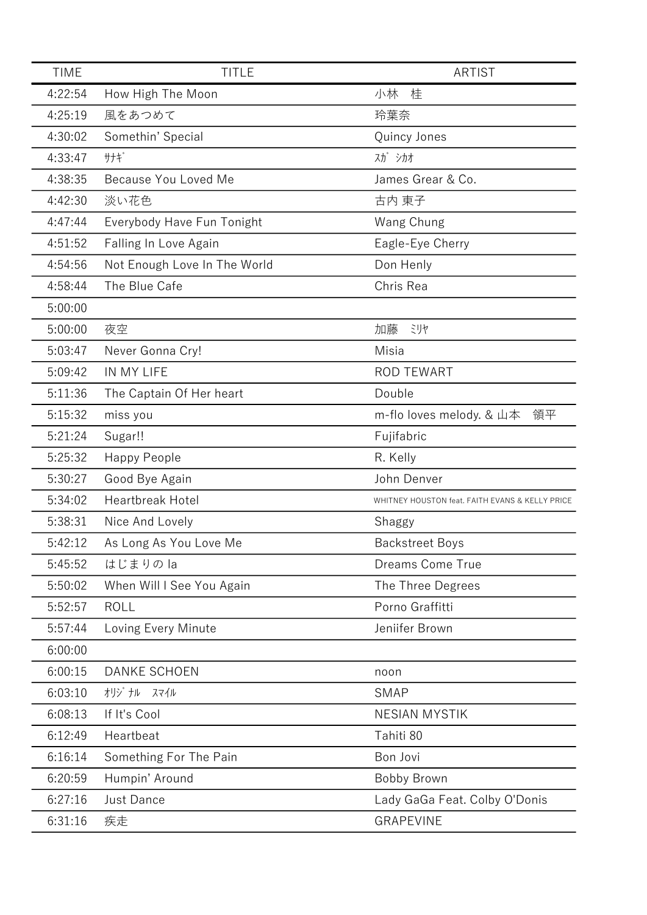| TIME | TITLE | ARTIST |
| --- | --- | --- |
| 4:22:54 | How High The Moon | 小林　桂 |
| 4:25:19 | 風をあつめて | 玲葉奈 |
| 4:30:02 | Somethin' Special | Quincy Jones |
| 4:33:47 | ｻﾅｷﾞ | ｽｶﾞ ｼｶｵ |
| 4:38:35 | Because You Loved Me | James Grear & Co. |
| 4:42:30 | 淡い花色 | 古内 東子 |
| 4:47:44 | Everybody Have Fun Tonight | Wang Chung |
| 4:51:52 | Falling In Love Again | Eagle-Eye Cherry |
| 4:54:56 | Not Enough Love In The World | Don Henly |
| 4:58:44 | The Blue Cafe | Chris Rea |
| 5:00:00 | | |
| 5:00:00 | 夜空 | 加藤　ﾐﾘﾔ |
| 5:03:47 | Never Gonna Cry! | Misia |
| 5:09:42 | IN MY LIFE | ROD TEWART |
| 5:11:36 | The Captain Of Her heart | Double |
| 5:15:32 | miss you | m-flo loves melody. & 山本　領平 |
| 5:21:24 | Sugar!! | Fujifabric |
| 5:25:32 | Happy People | R. Kelly |
| 5:30:27 | Good Bye Again | John Denver |
| 5:34:02 | Heartbreak Hotel | WHITNEY HOUSTON feat. FAITH EVANS & KELLY PRICE |
| 5:38:31 | Nice And Lovely | Shaggy |
| 5:42:12 | As Long As You Love Me | Backstreet Boys |
| 5:45:52 | はじまりの la | Dreams Come True |
| 5:50:02 | When Will I See You Again | The Three Degrees |
| 5:52:57 | ROLL | Porno Graffitti |
| 5:57:44 | Loving Every Minute | Jeniifer Brown |
| 6:00:00 | | |
| 6:00:15 | DANKE SCHOEN | noon |
| 6:03:10 | ｵﾘｼﾞﾅﾙ　ｽﾏｲﾙ | SMAP |
| 6:08:13 | If It's Cool | NESIAN MYSTIK |
| 6:12:49 | Heartbeat | Tahiti 80 |
| 6:16:14 | Something For The Pain | Bon Jovi |
| 6:20:59 | Humpin' Around | Bobby Brown |
| 6:27:16 | Just Dance | Lady GaGa Feat. Colby O'Donis |
| 6:31:16 | 疾走 | GRAPEVINE |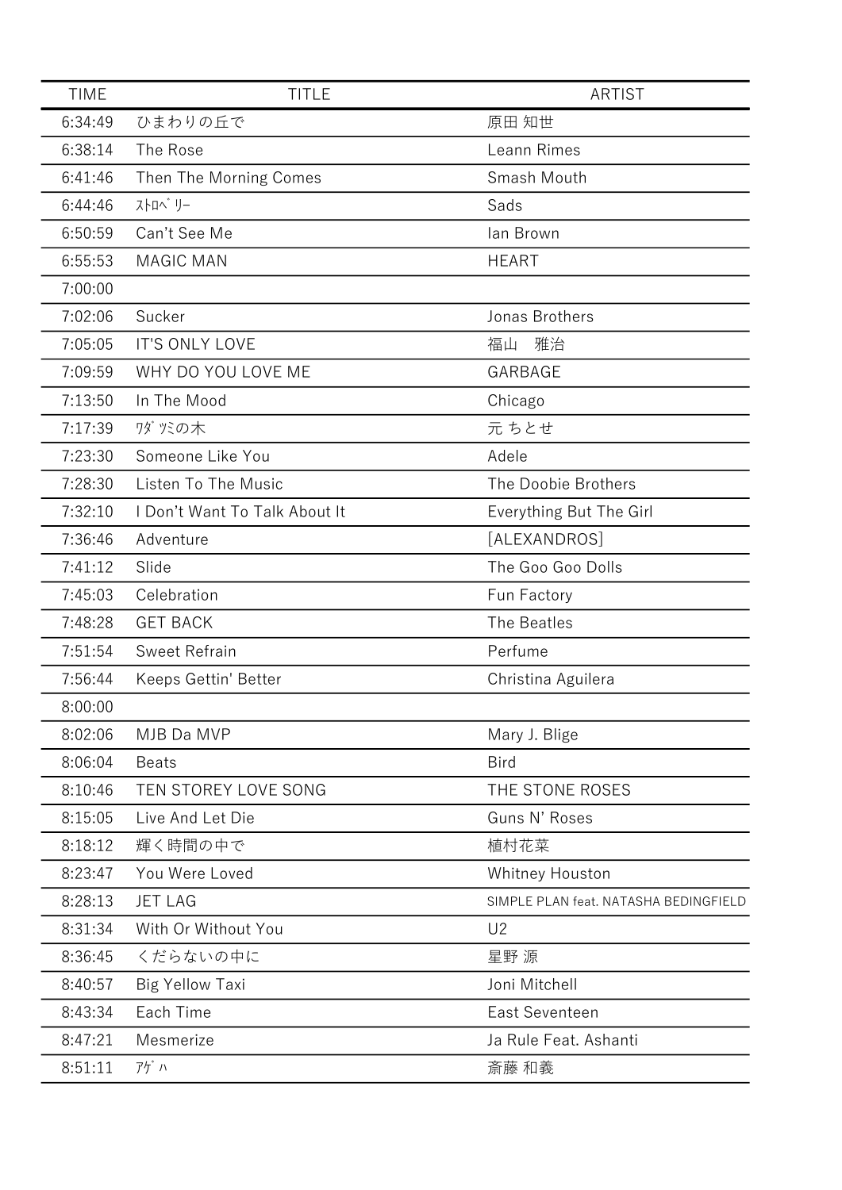| TIME | TITLE | ARTIST |
|---|---|---|
| 6:34:49 | ひまわりの丘で | 原田 知世 |
| 6:38:14 | The Rose | Leann Rimes |
| 6:41:46 | Then The Morning Comes | Smash Mouth |
| 6:44:46 | ｽﾄﾛﾍﾞﾘｰ | Sads |
| 6:50:59 | Can't See Me | Ian Brown |
| 6:55:53 | MAGIC MAN | HEART |
| 7:00:00 | | |
| 7:02:06 | Sucker | Jonas Brothers |
| 7:05:05 | IT'S ONLY LOVE | 福山　雅治 |
| 7:09:59 | WHY DO YOU LOVE ME | GARBAGE |
| 7:13:50 | In The Mood | Chicago |
| 7:17:39 | ﾜﾀﾞﾂﾐの木 | 元 ちとせ |
| 7:23:30 | Someone Like You | Adele |
| 7:28:30 | Listen To The Music | The Doobie Brothers |
| 7:32:10 | I Don't Want To Talk About It | Everything But The Girl |
| 7:36:46 | Adventure | [ALEXANDROS] |
| 7:41:12 | Slide | The Goo Goo Dolls |
| 7:45:03 | Celebration | Fun Factory |
| 7:48:28 | GET BACK | The Beatles |
| 7:51:54 | Sweet Refrain | Perfume |
| 7:56:44 | Keeps Gettin' Better | Christina Aguilera |
| 8:00:00 | | |
| 8:02:06 | MJB Da MVP | Mary J. Blige |
| 8:06:04 | Beats | Bird |
| 8:10:46 | TEN STOREY LOVE SONG | THE STONE ROSES |
| 8:15:05 | Live And Let Die | Guns N' Roses |
| 8:18:12 | 輝く時間の中で | 植村花菜 |
| 8:23:47 | You Were Loved | Whitney Houston |
| 8:28:13 | JET LAG | SIMPLE PLAN feat. NATASHA BEDINGFIELD |
| 8:31:34 | With Or Without You | U2 |
| 8:36:45 | くだらないの中に | 星野 源 |
| 8:40:57 | Big Yellow Taxi | Joni Mitchell |
| 8:43:34 | Each Time | East Seventeen |
| 8:47:21 | Mesmerize | Ja Rule Feat. Ashanti |
| 8:51:11 | ｱｹﾞﾊ | 斎藤 和義 |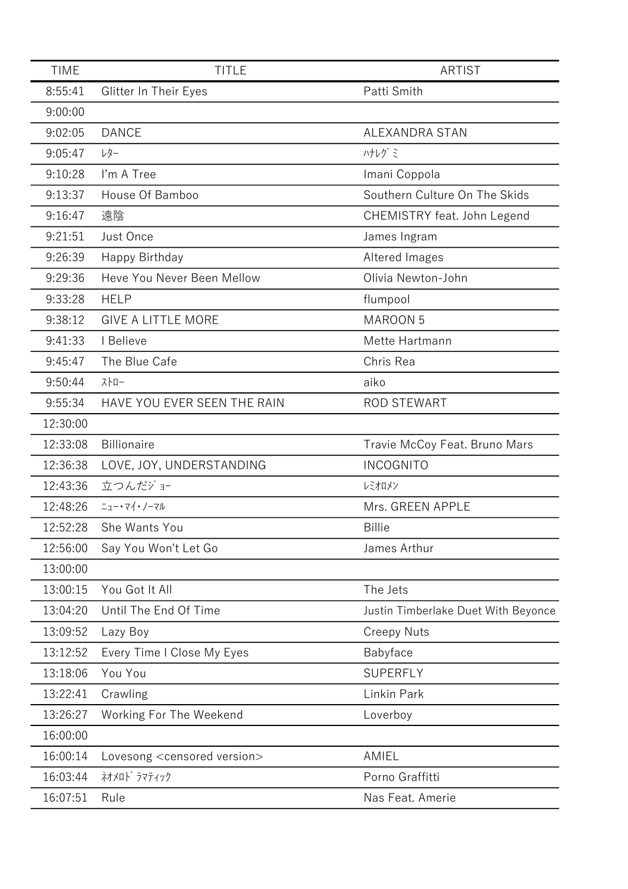| TIME | TITLE | ARTIST |
|---|---|---|
| 8:55:41 | Glitter In Their Eyes | Patti Smith |
| 9:00:00 | | |
| 9:02:05 | DANCE | ALEXANDRA STAN |
| 9:05:47 | ﾚﾀｰ | ﾊﾅﾚｸﾞﾐ |
| 9:10:28 | I'm A Tree | Imani Coppola |
| 9:13:37 | House Of Bamboo | Southern Culture On The Skids |
| 9:16:47 | 遠陰 | CHEMISTRY feat. John Legend |
| 9:21:51 | Just Once | James Ingram |
| 9:26:39 | Happy Birthday | Altered Images |
| 9:29:36 | Heve You Never Been Mellow | Olivia Newton-John |
| 9:33:28 | HELP | flumpool |
| 9:38:12 | GIVE A LITTLE MORE | MAROON 5 |
| 9:41:33 | I Believe | Mette Hartmann |
| 9:45:47 | The Blue Cafe | Chris Rea |
| 9:50:44 | ｽﾄﾛｰ | aiko |
| 9:55:34 | HAVE YOU EVER SEEN THE RAIN | ROD STEWART |
| 12:30:00 | | |
| 12:33:08 | Billionaire | Travie McCoy Feat. Bruno Mars |
| 12:36:38 | LOVE, JOY, UNDERSTANDING | INCOGNITO |
| 12:43:36 | 立つんだｼﾞｮｰ | ﾚﾐｵﾛﾒﾝ |
| 12:48:26 | ﾆｭｰ･ﾏｲ･ﾉｰﾏﾙ | Mrs. GREEN APPLE |
| 12:52:28 | She Wants You | Billie |
| 12:56:00 | Say You Won't Let Go | James Arthur |
| 13:00:00 | | |
| 13:00:15 | You Got It All | The Jets |
| 13:04:20 | Until The End Of Time | Justin Timberlake Duet With Beyonce |
| 13:09:52 | Lazy Boy | Creepy Nuts |
| 13:12:52 | Every Time I Close My Eyes | Babyface |
| 13:18:06 | You You | SUPERFLY |
| 13:22:41 | Crawling | Linkin Park |
| 13:26:27 | Working For The Weekend | Loverboy |
| 16:00:00 | | |
| 16:00:14 | Lovesong <censored version> | AMIEL |
| 16:03:44 | ﾈｵﾒﾛﾄﾞﾗﾏﾃｨｯｸ | Porno Graffitti |
| 16:07:51 | Rule | Nas Feat. Amerie |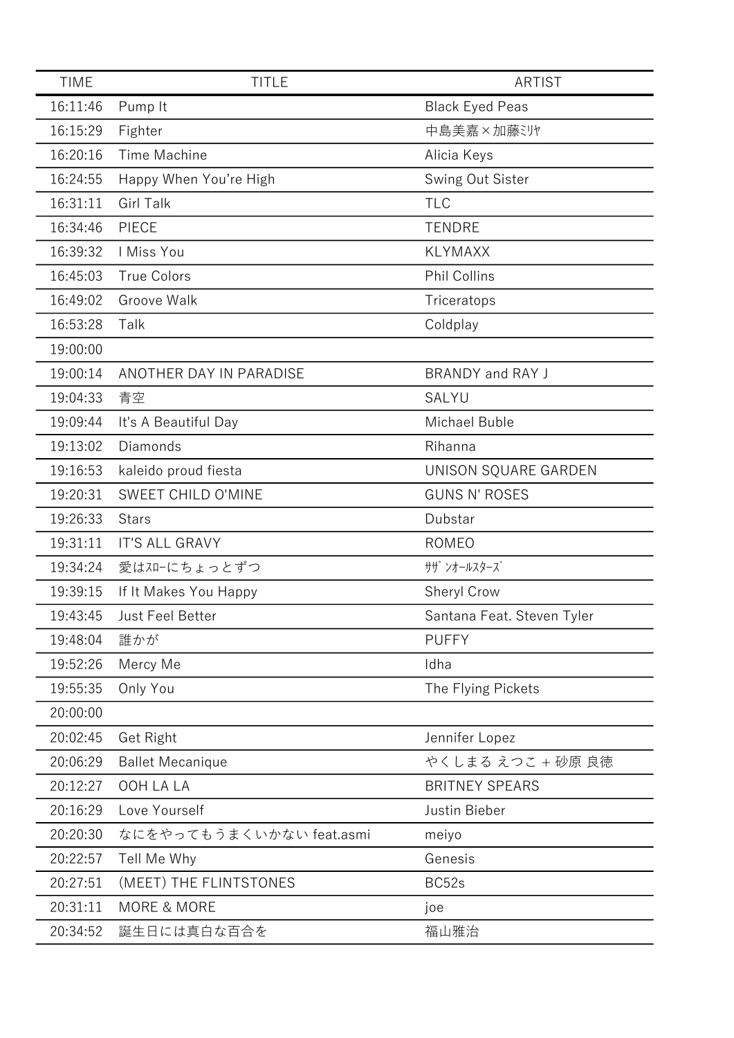| TIME | TITLE | ARTIST |
| --- | --- | --- |
| 16:11:46 | Pump It | Black Eyed Peas |
| 16:15:29 | Fighter | 中島美嘉×加藤ﾐﾘﾔ |
| 16:20:16 | Time Machine | Alicia Keys |
| 16:24:55 | Happy When You're High | Swing Out Sister |
| 16:31:11 | Girl Talk | TLC |
| 16:34:46 | PIECE | TENDRE |
| 16:39:32 | I Miss You | KLYMAXX |
| 16:45:03 | True Colors | Phil Collins |
| 16:49:02 | Groove Walk | Triceratops |
| 16:53:28 | Talk | Coldplay |
| 19:00:00 | | |
| 19:00:14 | ANOTHER DAY IN PARADISE | BRANDY and RAY J |
| 19:04:33 | 青空 | SALYU |
| 19:09:44 | It's A Beautiful Day | Michael Buble |
| 19:13:02 | Diamonds | Rihanna |
| 19:16:53 | kaleido proud fiesta | UNISON SQUARE GARDEN |
| 19:20:31 | SWEET CHILD O'MINE | GUNS N' ROSES |
| 19:26:33 | Stars | Dubstar |
| 19:31:11 | IT'S ALL GRAVY | ROMEO |
| 19:34:24 | 愛はｽﾛｰにちょっとずつ | ｻｻﾞﾝｵｰﾙｽﾀｰｽﾞ |
| 19:39:15 | If It Makes You Happy | Sheryl Crow |
| 19:43:45 | Just Feel Better | Santana Feat. Steven Tyler |
| 19:48:04 | 誰かが | PUFFY |
| 19:52:26 | Mercy Me | Idha |
| 19:55:35 | Only You | The Flying Pickets |
| 20:00:00 | | |
| 20:02:45 | Get Right | Jennifer Lopez |
| 20:06:29 | Ballet Mecanique | やくしまる えつこ + 砂原 良徳 |
| 20:12:27 | OOH LA LA | BRITNEY SPEARS |
| 20:16:29 | Love Yourself | Justin Bieber |
| 20:20:30 | なにをやってもうまくいかない feat.asmi | meiyo |
| 20:22:57 | Tell Me Why | Genesis |
| 20:27:51 | (MEET) THE FLINTSTONES | BC52s |
| 20:31:11 | MORE & MORE | joe |
| 20:34:52 | 誕生日には真白な百合を | 福山雅治 |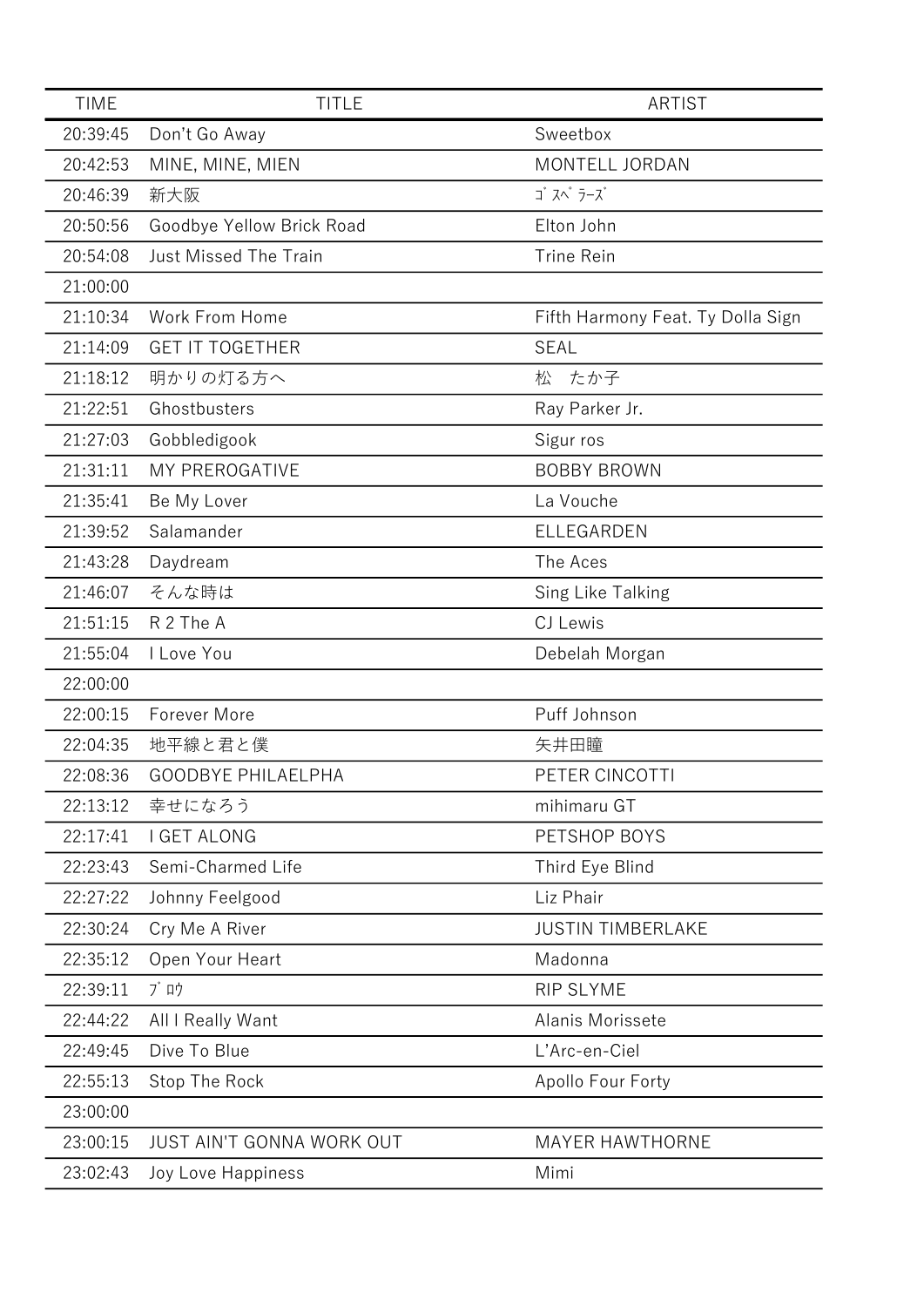| TIME | TITLE | ARTIST |
|---|---|---|
| 20:39:45 | Don’t Go Away | Sweetbox |
| 20:42:53 | MINE, MINE, MIEN | MONTELL JORDAN |
| 20:46:39 | 新大阪 | ｺﾞｽﾍﾟﾗｰｽﾞ |
| 20:50:56 | Goodbye Yellow Brick Road | Elton John |
| 20:54:08 | Just Missed The Train | Trine Rein |
| 21:00:00 | | |
| 21:10:34 | Work From Home | Fifth Harmony Feat. Ty Dolla Sign |
| 21:14:09 | GET IT TOGETHER | SEAL |
| 21:18:12 | 明かりの灯る方へ | 松　たか子 |
| 21:22:51 | Ghostbusters | Ray Parker Jr. |
| 21:27:03 | Gobbledigook | Sigur ros |
| 21:31:11 | MY PREROGATIVE | BOBBY BROWN |
| 21:35:41 | Be My Lover | La Vouche |
| 21:39:52 | Salamander | ELLEGARDEN |
| 21:43:28 | Daydream | The Aces |
| 21:46:07 | そんな時は | Sing Like Talking |
| 21:51:15 | R 2 The A | CJ Lewis |
| 21:55:04 | I Love You | Debelah Morgan |
| 22:00:00 | | |
| 22:00:15 | Forever More | Puff Johnson |
| 22:04:35 | 地平線と君と僕 | 矢井田瞳 |
| 22:08:36 | GOODBYE PHILAELPHA | PETER CINCOTTI |
| 22:13:12 | 幸せになろう | mihimaru GT |
| 22:17:41 | I GET ALONG | PETSHOP BOYS |
| 22:23:43 | Semi-Charmed Life | Third Eye Blind |
| 22:27:22 | Johnny Feelgood | Liz Phair |
| 22:30:24 | Cry Me A River | JUSTIN TIMBERLAKE |
| 22:35:12 | Open Your Heart | Madonna |
| 22:39:11 | ﾌﾞﾛｳ | RIP SLYME |
| 22:44:22 | All I Really Want | Alanis Morissete |
| 22:49:45 | Dive To Blue | L’Arc-en-Ciel |
| 22:55:13 | Stop The Rock | Apollo Four Forty |
| 23:00:00 | | |
| 23:00:15 | JUST AIN'T GONNA WORK OUT | MAYER HAWTHORNE |
| 23:02:43 | Joy Love Happiness | Mimi |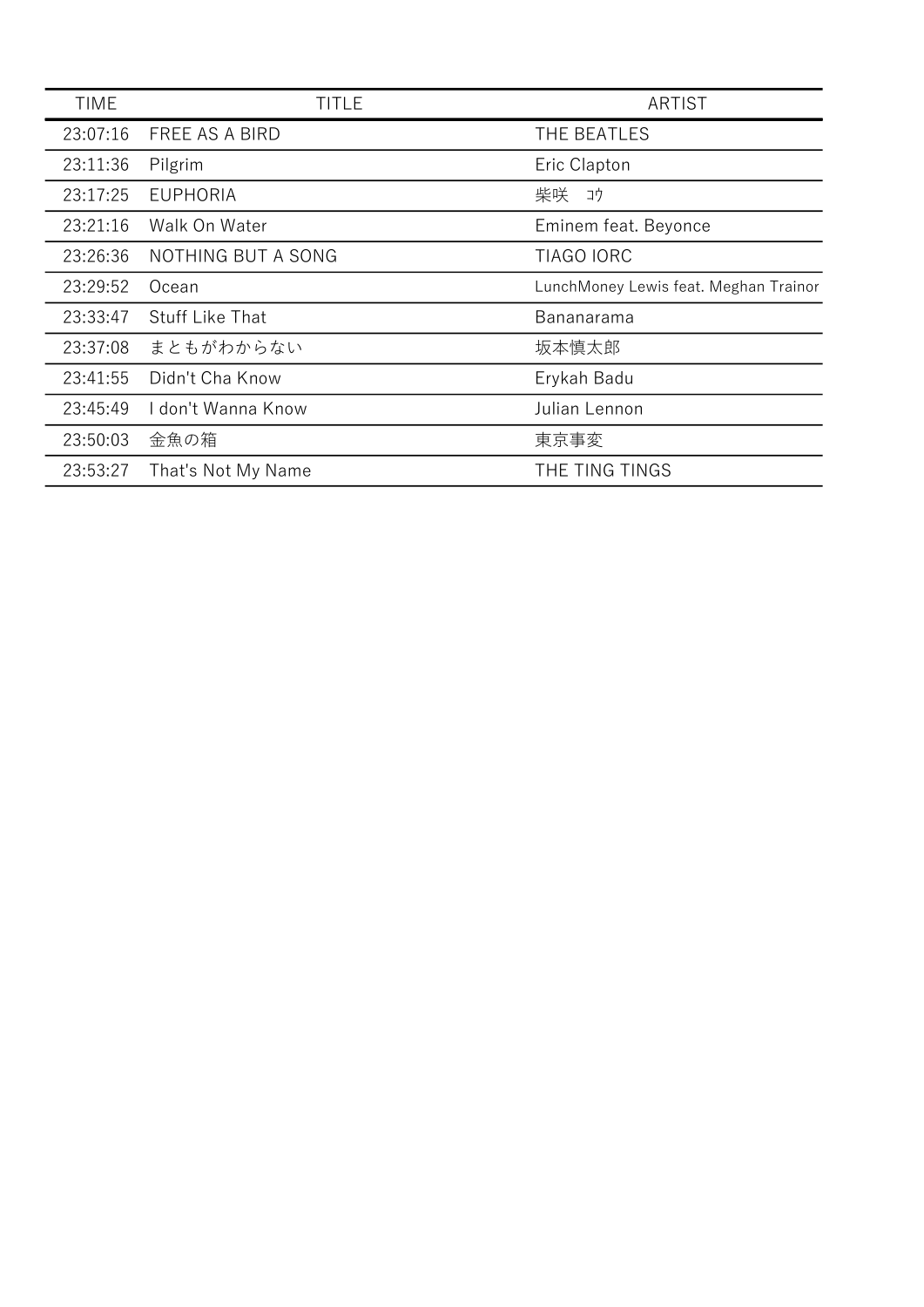| TIME | TITLE | ARTIST |
|---|---|---|
| 23:07:16 | FREE AS A BIRD | THE BEATLES |
| 23:11:36 | Pilgrim | Eric Clapton |
| 23:17:25 | EUPHORIA | 柴咲　ｺｳ |
| 23:21:16 | Walk On Water | Eminem feat. Beyonce |
| 23:26:36 | NOTHING BUT A SONG | TIAGO IORC |
| 23:29:52 | Ocean | LunchMoney Lewis feat. Meghan Trainor |
| 23:33:47 | Stuff Like That | Bananarama |
| 23:37:08 | まともがわからない | 坂本慎太郎 |
| 23:41:55 | Didn't Cha Know | Erykah Badu |
| 23:45:49 | I don't Wanna Know | Julian Lennon |
| 23:50:03 | 金魚の箱 | 東京事変 |
| 23:53:27 | That's Not My Name | THE TING TINGS |